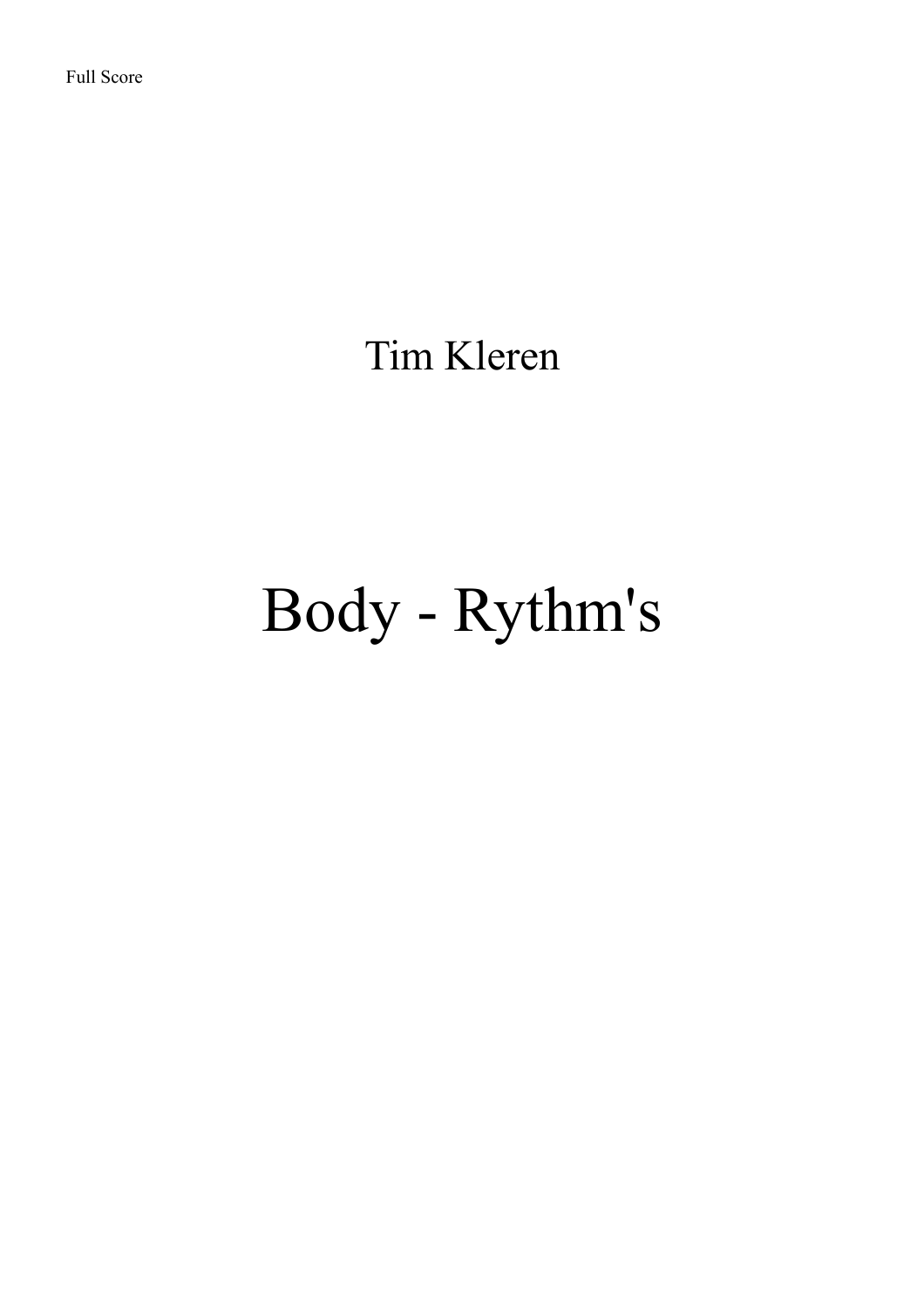Full Score

Tim Kleren

# Body - Rythm's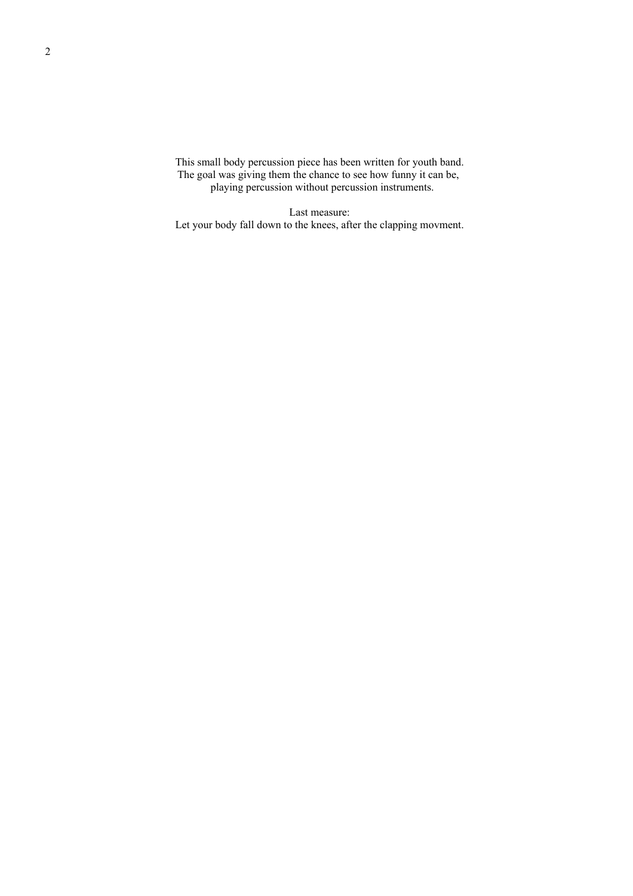This small body percussion piece has been written for youth band.
The goal was giving them the chance to see how funny it can be,
playing percussion without percussion instruments.

Last measure:
Let your body fall down to the knees, after the clapping movment.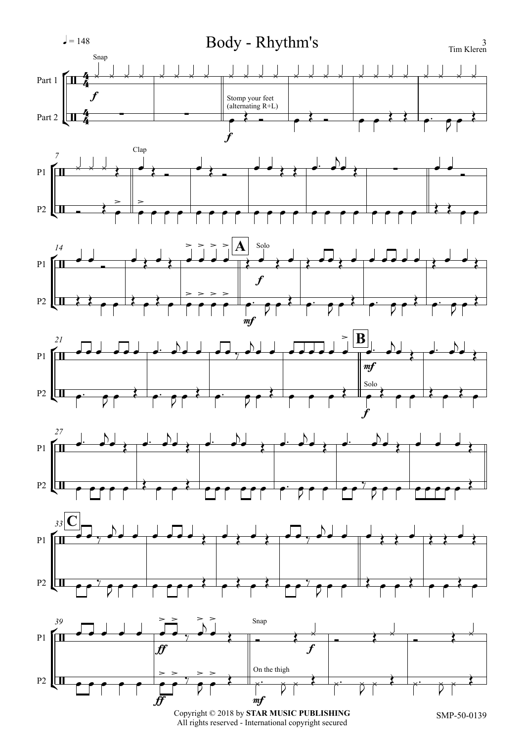# Body - Rhythm's

♩ = 148

Tim Kleren

Snap

Stomp your feet (alternating R+L)

Clap

Solo

Solo

Snap

On the thigh

Copyright © 2018 by **STAR MUSIC PUBLISHING**
All rights reserved - International copyright secured

SMP-50-0139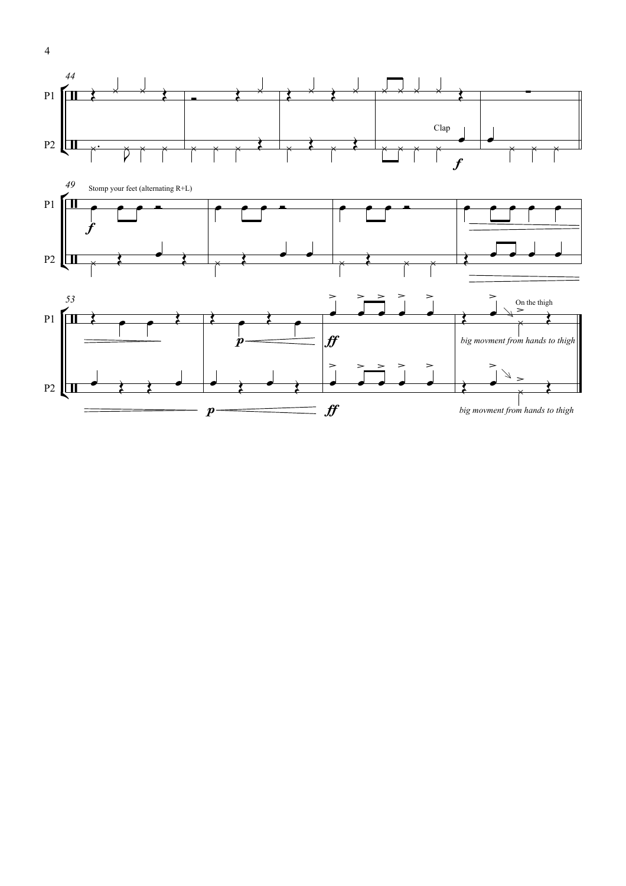44

P1

P2

Clap

*f*

49 Stomp your feet (alternating R+L)

P1

*f*

P2

53

P1

*p*

*ff*

On the thigh

*big movment from hands to thigh*

P2

*p*

*ff*

*big movment from hands to thigh*